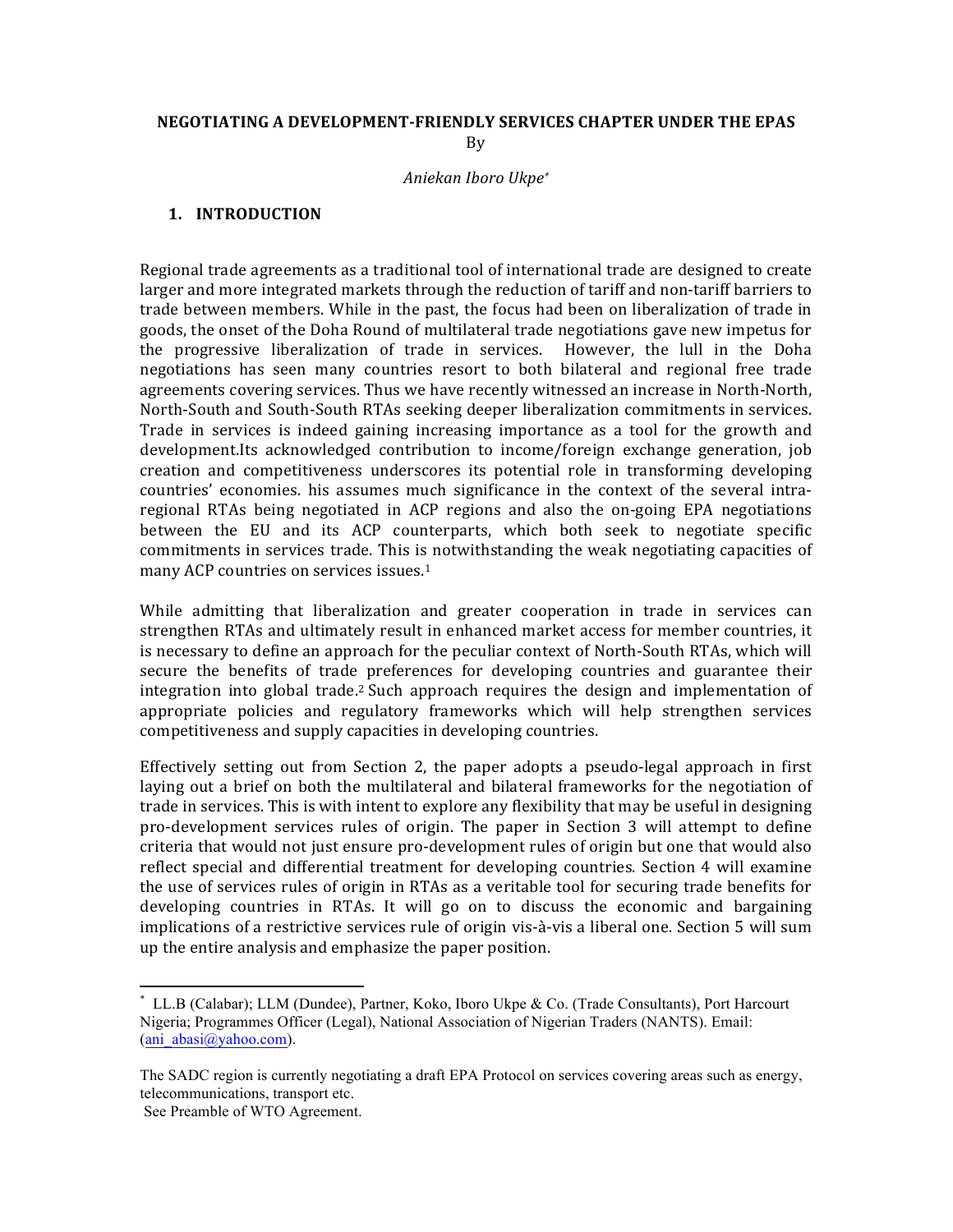# NEGOTIATING A DEVELOPMENT-FRIENDLY SERVICES CHAPTER UNDER THE EPAS

By

*Aniekan Iboro Ukpe*[*]

## 1. INTRODUCTION

Regional trade agreements as a traditional tool of international trade are designed to create larger and more integrated markets through the reduction of tariff and non-tariff barriers to trade between members. While in the past, the focus had been on liberalization of trade in goods, the onset of the Doha Round of multilateral trade negotiations gave new impetus for the progressive liberalization of trade in services. However, the lull in the Doha negotiations has seen many countries resort to both bilateral and regional free trade agreements covering services. Thus we have recently witnessed an increase in North-North, North-South and South-South RTAs seeking deeper liberalization commitments in services. Trade in services is indeed gaining increasing importance as a tool for the growth and development.Its acknowledged contribution to income/foreign exchange generation, job creation and competitiveness underscores its potential role in transforming developing countries' economies. his assumes much significance in the context of the several intra-regional RTAs being negotiated in ACP regions and also the on-going EPA negotiations between the EU and its ACP counterparts, which both seek to negotiate specific commitments in services trade. This is notwithstanding the weak negotiating capacities of many ACP countries on services issues.[1]

While admitting that liberalization and greater cooperation in trade in services can strengthen RTAs and ultimately result in enhanced market access for member countries, it is necessary to define an approach for the peculiar context of North-South RTAs, which will secure the benefits of trade preferences for developing countries and guarantee their integration into global trade.[2] Such approach requires the design and implementation of appropriate policies and regulatory frameworks which will help strengthen services competitiveness and supply capacities in developing countries.

Effectively setting out from Section 2, the paper adopts a pseudo-legal approach in first laying out a brief on both the multilateral and bilateral frameworks for the negotiation of trade in services. This is with intent to explore any flexibility that may be useful in designing pro-development services rules of origin. The paper in Section 3 will attempt to define criteria that would not just ensure pro-development rules of origin but one that would also reflect special and differential treatment for developing countries. Section 4 will examine the use of services rules of origin in RTAs as a veritable tool for securing trade benefits for developing countries in RTAs. It will go on to discuss the economic and bargaining implications of a restrictive services rule of origin vis-à-vis a liberal one. Section 5 will sum up the entire analysis and emphasize the paper position.

---

[*] LL.B (Calabar); LLM (Dundee), Partner, Koko, Iboro Ukpe & Co. (Trade Consultants), Port Harcourt Nigeria; Programmes Officer (Legal), National Association of Nigerian Traders (NANTS). Email: (ani_abasi@yahoo.com).

The SADC region is currently negotiating a draft EPA Protocol on services covering areas such as energy, telecommunications, transport etc.

See Preamble of WTO Agreement.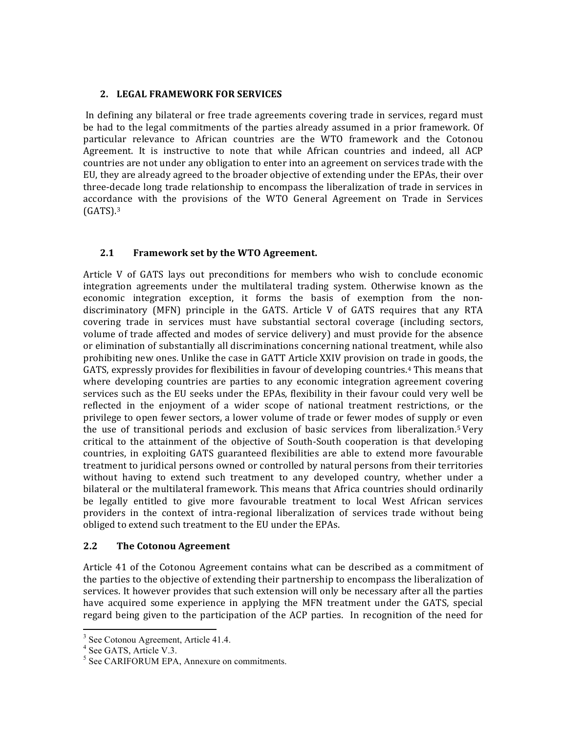## 2. LEGAL FRAMEWORK FOR SERVICES

In defining any bilateral or free trade agreements covering trade in services, regard must be had to the legal commitments of the parties already assumed in a prior framework. Of particular relevance to African countries are the WTO framework and the Cotonou Agreement. It is instructive to note that while African countries and indeed, all ACP countries are not under any obligation to enter into an agreement on services trade with the EU, they are already agreed to the broader objective of extending under the EPAs, their over three-decade long trade relationship to encompass the liberalization of trade in services in accordance with the provisions of the WTO General Agreement on Trade in Services (GATS).[3]

### 2.1 Framework set by the WTO Agreement.

Article V of GATS lays out preconditions for members who wish to conclude economic integration agreements under the multilateral trading system. Otherwise known as the economic integration exception, it forms the basis of exemption from the non-discriminatory (MFN) principle in the GATS. Article V of GATS requires that any RTA covering trade in services must have substantial sectoral coverage (including sectors, volume of trade affected and modes of service delivery) and must provide for the absence or elimination of substantially all discriminations concerning national treatment, while also prohibiting new ones. Unlike the case in GATT Article XXIV provision on trade in goods, the GATS, expressly provides for flexibilities in favour of developing countries.[4] This means that where developing countries are parties to any economic integration agreement covering services such as the EU seeks under the EPAs, flexibility in their favour could very well be reflected in the enjoyment of a wider scope of national treatment restrictions, or the privilege to open fewer sectors, a lower volume of trade or fewer modes of supply or even the use of transitional periods and exclusion of basic services from liberalization.[5] Very critical to the attainment of the objective of South-South cooperation is that developing countries, in exploiting GATS guaranteed flexibilities are able to extend more favourable treatment to juridical persons owned or controlled by natural persons from their territories without having to extend such treatment to any developed country, whether under a bilateral or the multilateral framework. This means that Africa countries should ordinarily be legally entitled to give more favourable treatment to local West African services providers in the context of intra-regional liberalization of services trade without being obliged to extend such treatment to the EU under the EPAs.

### 2.2 The Cotonou Agreement

Article 41 of the Cotonou Agreement contains what can be described as a commitment of the parties to the objective of extending their partnership to encompass the liberalization of services. It however provides that such extension will only be necessary after all the parties have acquired some experience in applying the MFN treatment under the GATS, special regard being given to the participation of the ACP parties. In recognition of the need for

[3] See Cotonou Agreement, Article 41.4.
[4] See GATS, Article V.3.
[5] See CARIFORUM EPA, Annexure on commitments.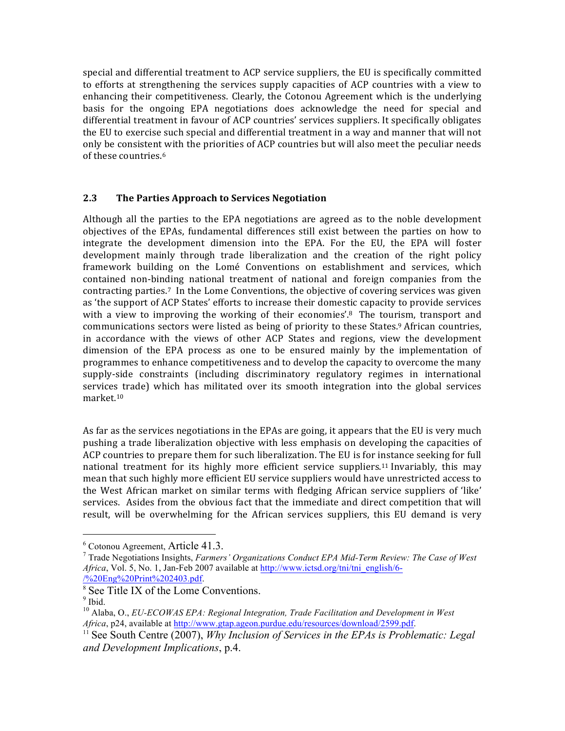special and differential treatment to ACP service suppliers, the EU is specifically committed to efforts at strengthening the services supply capacities of ACP countries with a view to enhancing their competitiveness. Clearly, the Cotonou Agreement which is the underlying basis for the ongoing EPA negotiations does acknowledge the need for special and differential treatment in favour of ACP countries' services suppliers. It specifically obligates the EU to exercise such special and differential treatment in a way and manner that will not only be consistent with the priorities of ACP countries but will also meet the peculiar needs of these countries.[6]

### 2.3 The Parties Approach to Services Negotiation

Although all the parties to the EPA negotiations are agreed as to the noble development objectives of the EPAs, fundamental differences still exist between the parties on how to integrate the development dimension into the EPA. For the EU, the EPA will foster development mainly through trade liberalization and the creation of the right policy framework building on the Lomé Conventions on establishment and services, which contained non-binding national treatment of national and foreign companies from the contracting parties.[7] In the Lome Conventions, the objective of covering services was given as 'the support of ACP States' efforts to increase their domestic capacity to provide services with a view to improving the working of their economies'.[8] The tourism, transport and communications sectors were listed as being of priority to these States.[9] African countries, in accordance with the views of other ACP States and regions, view the development dimension of the EPA process as one to be ensured mainly by the implementation of programmes to enhance competitiveness and to develop the capacity to overcome the many supply-side constraints (including discriminatory regulatory regimes in international services trade) which has militated over its smooth integration into the global services market.[10]

As far as the services negotiations in the EPAs are going, it appears that the EU is very much pushing a trade liberalization objective with less emphasis on developing the capacities of ACP countries to prepare them for such liberalization. The EU is for instance seeking for full national treatment for its highly more efficient service suppliers.[11] Invariably, this may mean that such highly more efficient EU service suppliers would have unrestricted access to the West African market on similar terms with fledging African service suppliers of 'like' services. Asides from the obvious fact that the immediate and direct competition that will result, will be overwhelming for the African services suppliers, this EU demand is very

---

[6] Cotonou Agreement, Article 41.3.

[7] Trade Negotiations Insights, *Farmers' Organizations Conduct EPA Mid-Term Review: The Case of West Africa*, Vol. 5, No. 1, Jan-Feb 2007 available at http://www.ictsd.org/tni/tni_english/6-/%20Eng%20Print%202403.pdf.

[8] See Title IX of the Lome Conventions.

[9] Ibid.

[10] Alaba, O., *EU-ECOWAS EPA: Regional Integration, Trade Facilitation and Development in West Africa*, p24, available at http://www.gtap.ageon.purdue.edu/resources/download/2599.pdf.

[11] See South Centre (2007), *Why Inclusion of Services in the EPAs is Problematic: Legal and Development Implications*, p.4.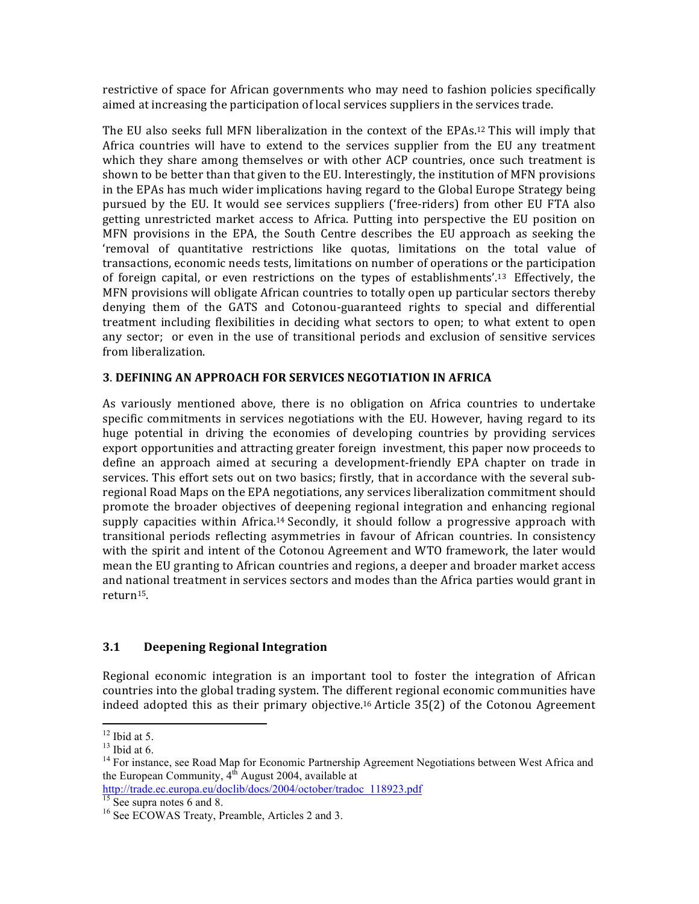restrictive of space for African governments who may need to fashion policies specifically aimed at increasing the participation of local services suppliers in the services trade.

The EU also seeks full MFN liberalization in the context of the EPAs.[12] This will imply that Africa countries will have to extend to the services supplier from the EU any treatment which they share among themselves or with other ACP countries, once such treatment is shown to be better than that given to the EU. Interestingly, the institution of MFN provisions in the EPAs has much wider implications having regard to the Global Europe Strategy being pursued by the EU. It would see services suppliers ('free-riders) from other EU FTA also getting unrestricted market access to Africa. Putting into perspective the EU position on MFN provisions in the EPA, the South Centre describes the EU approach as seeking the 'removal of quantitative restrictions like quotas, limitations on the total value of transactions, economic needs tests, limitations on number of operations or the participation of foreign capital, or even restrictions on the types of establishments'.[13] Effectively, the MFN provisions will obligate African countries to totally open up particular sectors thereby denying them of the GATS and Cotonou-guaranteed rights to special and differential treatment including flexibilities in deciding what sectors to open; to what extent to open any sector; or even in the use of transitional periods and exclusion of sensitive services from liberalization.

## 3. DEFINING AN APPROACH FOR SERVICES NEGOTIATION IN AFRICA

As variously mentioned above, there is no obligation on Africa countries to undertake specific commitments in services negotiations with the EU. However, having regard to its huge potential in driving the economies of developing countries by providing services export opportunities and attracting greater foreign investment, this paper now proceeds to define an approach aimed at securing a development-friendly EPA chapter on trade in services. This effort sets out on two basics; firstly, that in accordance with the several sub-regional Road Maps on the EPA negotiations, any services liberalization commitment should promote the broader objectives of deepening regional integration and enhancing regional supply capacities within Africa.[14] Secondly, it should follow a progressive approach with transitional periods reflecting asymmetries in favour of African countries. In consistency with the spirit and intent of the Cotonou Agreement and WTO framework, the later would mean the EU granting to African countries and regions, a deeper and broader market access and national treatment in services sectors and modes than the Africa parties would grant in return[15].

### 3.1 Deepening Regional Integration

Regional economic integration is an important tool to foster the integration of African countries into the global trading system. The different regional economic communities have indeed adopted this as their primary objective.[16] Article 35(2) of the Cotonou Agreement

---

[12] Ibid at 5.

[13] Ibid at 6.

[14] For instance, see Road Map for Economic Partnership Agreement Negotiations between West Africa and the European Community, 4th August 2004, available at http://trade.ec.europa.eu/doclib/docs/2004/october/tradoc_118923.pdf

[15] See supra notes 6 and 8.

[16] See ECOWAS Treaty, Preamble, Articles 2 and 3.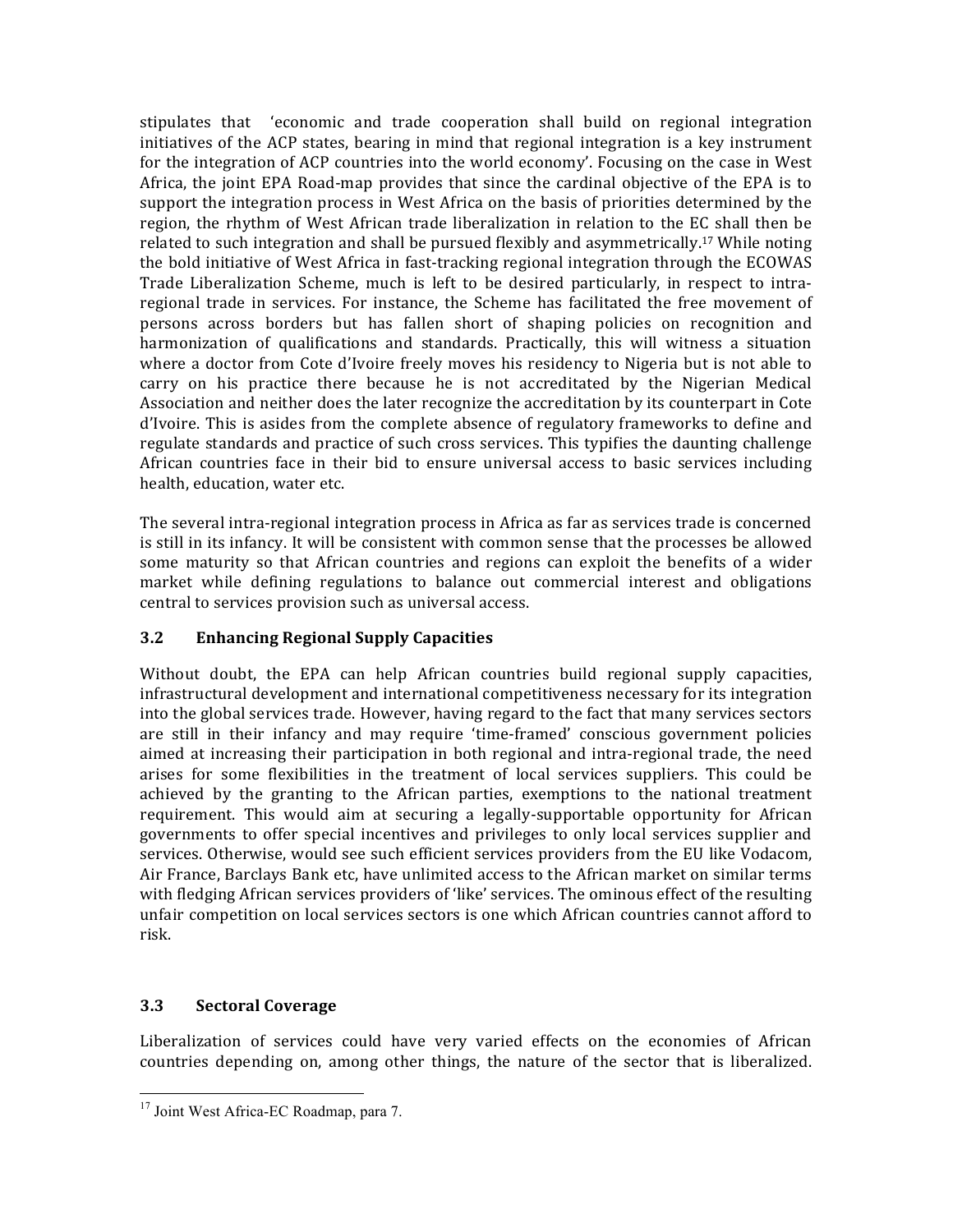stipulates that 'economic and trade cooperation shall build on regional integration initiatives of the ACP states, bearing in mind that regional integration is a key instrument for the integration of ACP countries into the world economy'. Focusing on the case in West Africa, the joint EPA Road-map provides that since the cardinal objective of the EPA is to support the integration process in West Africa on the basis of priorities determined by the region, the rhythm of West African trade liberalization in relation to the EC shall then be related to such integration and shall be pursued flexibly and asymmetrically.[17] While noting the bold initiative of West Africa in fast-tracking regional integration through the ECOWAS Trade Liberalization Scheme, much is left to be desired particularly, in respect to intra-regional trade in services. For instance, the Scheme has facilitated the free movement of persons across borders but has fallen short of shaping policies on recognition and harmonization of qualifications and standards. Practically, this will witness a situation where a doctor from Cote d'Ivoire freely moves his residency to Nigeria but is not able to carry on his practice there because he is not accreditated by the Nigerian Medical Association and neither does the later recognize the accreditation by its counterpart in Cote d'Ivoire. This is asides from the complete absence of regulatory frameworks to define and regulate standards and practice of such cross services. This typifies the daunting challenge African countries face in their bid to ensure universal access to basic services including health, education, water etc.

The several intra-regional integration process in Africa as far as services trade is concerned is still in its infancy. It will be consistent with common sense that the processes be allowed some maturity so that African countries and regions can exploit the benefits of a wider market while defining regulations to balance out commercial interest and obligations central to services provision such as universal access.

### 3.2 Enhancing Regional Supply Capacities

Without doubt, the EPA can help African countries build regional supply capacities, infrastructural development and international competitiveness necessary for its integration into the global services trade. However, having regard to the fact that many services sectors are still in their infancy and may require 'time-framed' conscious government policies aimed at increasing their participation in both regional and intra-regional trade, the need arises for some flexibilities in the treatment of local services suppliers. This could be achieved by the granting to the African parties, exemptions to the national treatment requirement. This would aim at securing a legally-supportable opportunity for African governments to offer special incentives and privileges to only local services supplier and services. Otherwise, would see such efficient services providers from the EU like Vodacom, Air France, Barclays Bank etc, have unlimited access to the African market on similar terms with fledging African services providers of 'like' services. The ominous effect of the resulting unfair competition on local services sectors is one which African countries cannot afford to risk.

### 3.3 Sectoral Coverage

Liberalization of services could have very varied effects on the economies of African countries depending on, among other things, the nature of the sector that is liberalized.

---

[17] Joint West Africa-EC Roadmap, para 7.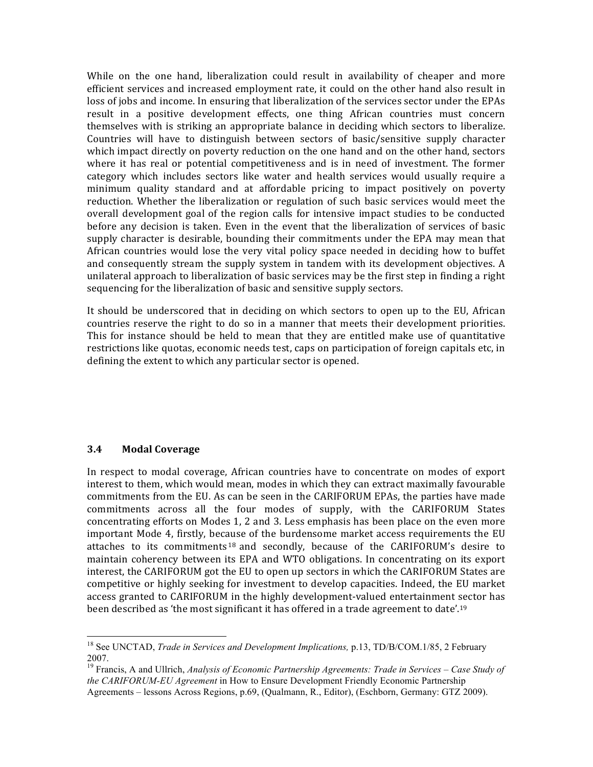While on the one hand, liberalization could result in availability of cheaper and more efficient services and increased employment rate, it could on the other hand also result in loss of jobs and income. In ensuring that liberalization of the services sector under the EPAs result in a positive development effects, one thing African countries must concern themselves with is striking an appropriate balance in deciding which sectors to liberalize. Countries will have to distinguish between sectors of basic/sensitive supply character which impact directly on poverty reduction on the one hand and on the other hand, sectors where it has real or potential competitiveness and is in need of investment. The former category which includes sectors like water and health services would usually require a minimum quality standard and at affordable pricing to impact positively on poverty reduction. Whether the liberalization or regulation of such basic services would meet the overall development goal of the region calls for intensive impact studies to be conducted before any decision is taken. Even in the event that the liberalization of services of basic supply character is desirable, bounding their commitments under the EPA may mean that African countries would lose the very vital policy space needed in deciding how to buffet and consequently stream the supply system in tandem with its development objectives. A unilateral approach to liberalization of basic services may be the first step in finding a right sequencing for the liberalization of basic and sensitive supply sectors.

It should be underscored that in deciding on which sectors to open up to the EU, African countries reserve the right to do so in a manner that meets their development priorities. This for instance should be held to mean that they are entitled make use of quantitative restrictions like quotas, economic needs test, caps on participation of foreign capitals etc, in defining the extent to which any particular sector is opened.

### 3.4 Modal Coverage

In respect to modal coverage, African countries have to concentrate on modes of export interest to them, which would mean, modes in which they can extract maximally favourable commitments from the EU. As can be seen in the CARIFORUM EPAs, the parties have made commitments across all the four modes of supply, with the CARIFORUM States concentrating efforts on Modes 1, 2 and 3. Less emphasis has been place on the even more important Mode 4, firstly, because of the burdensome market access requirements the EU attaches to its commitments[18] and secondly, because of the CARIFORUM's desire to maintain coherency between its EPA and WTO obligations. In concentrating on its export interest, the CARIFORUM got the EU to open up sectors in which the CARIFORUM States are competitive or highly seeking for investment to develop capacities. Indeed, the EU market access granted to CARIFORUM in the highly development-valued entertainment sector has been described as 'the most significant it has offered in a trade agreement to date'.[19]

---

[18] See UNCTAD, *Trade in Services and Development Implications,* p.13, TD/B/COM.1/85, 2 February 2007.

[19] Francis, A and Ullrich, *Analysis of Economic Partnership Agreements: Trade in Services – Case Study of the CARIFORUM-EU Agreement* in How to Ensure Development Friendly Economic Partnership Agreements – lessons Across Regions, p.69, (Qualmann, R., Editor), (Eschborn, Germany: GTZ 2009).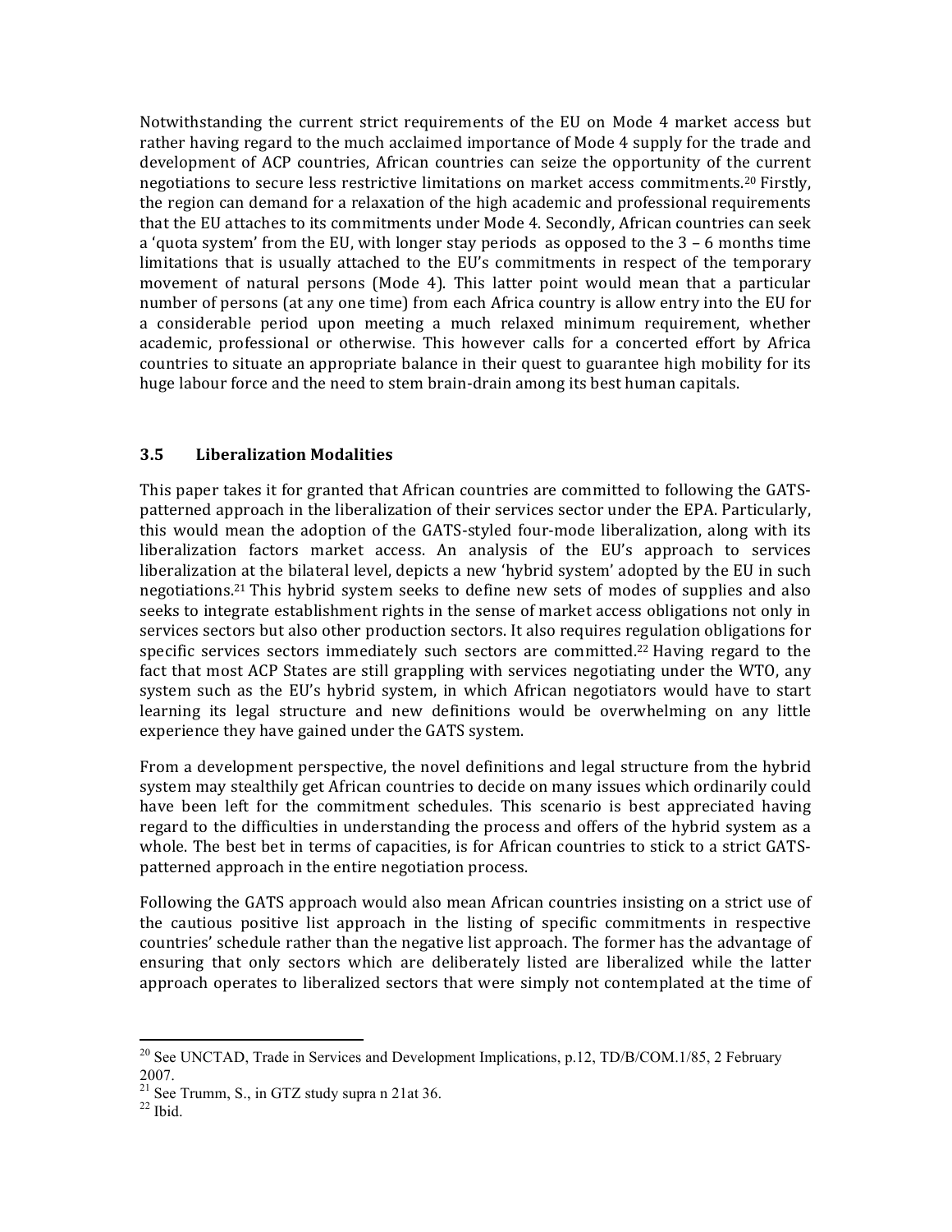Notwithstanding the current strict requirements of the EU on Mode 4 market access but rather having regard to the much acclaimed importance of Mode 4 supply for the trade and development of ACP countries, African countries can seize the opportunity of the current negotiations to secure less restrictive limitations on market access commitments.[20] Firstly, the region can demand for a relaxation of the high academic and professional requirements that the EU attaches to its commitments under Mode 4. Secondly, African countries can seek a 'quota system' from the EU, with longer stay periods as opposed to the 3 – 6 months time limitations that is usually attached to the EU's commitments in respect of the temporary movement of natural persons (Mode 4). This latter point would mean that a particular number of persons (at any one time) from each Africa country is allow entry into the EU for a considerable period upon meeting a much relaxed minimum requirement, whether academic, professional or otherwise. This however calls for a concerted effort by Africa countries to situate an appropriate balance in their quest to guarantee high mobility for its huge labour force and the need to stem brain-drain among its best human capitals.

### 3.5 Liberalization Modalities

This paper takes it for granted that African countries are committed to following the GATS-patterned approach in the liberalization of their services sector under the EPA. Particularly, this would mean the adoption of the GATS-styled four-mode liberalization, along with its liberalization factors market access. An analysis of the EU's approach to services liberalization at the bilateral level, depicts a new 'hybrid system' adopted by the EU in such negotiations.[21] This hybrid system seeks to define new sets of modes of supplies and also seeks to integrate establishment rights in the sense of market access obligations not only in services sectors but also other production sectors. It also requires regulation obligations for specific services sectors immediately such sectors are committed.[22] Having regard to the fact that most ACP States are still grappling with services negotiating under the WTO, any system such as the EU's hybrid system, in which African negotiators would have to start learning its legal structure and new definitions would be overwhelming on any little experience they have gained under the GATS system.

From a development perspective, the novel definitions and legal structure from the hybrid system may stealthily get African countries to decide on many issues which ordinarily could have been left for the commitment schedules. This scenario is best appreciated having regard to the difficulties in understanding the process and offers of the hybrid system as a whole. The best bet in terms of capacities, is for African countries to stick to a strict GATS-patterned approach in the entire negotiation process.

Following the GATS approach would also mean African countries insisting on a strict use of the cautious positive list approach in the listing of specific commitments in respective countries' schedule rather than the negative list approach. The former has the advantage of ensuring that only sectors which are deliberately listed are liberalized while the latter approach operates to liberalized sectors that were simply not contemplated at the time of

---

[20] See UNCTAD, Trade in Services and Development Implications, p.12, TD/B/COM.1/85, 2 February 2007.

[21] See Trumm, S., in GTZ study supra n 21at 36.

[22] Ibid.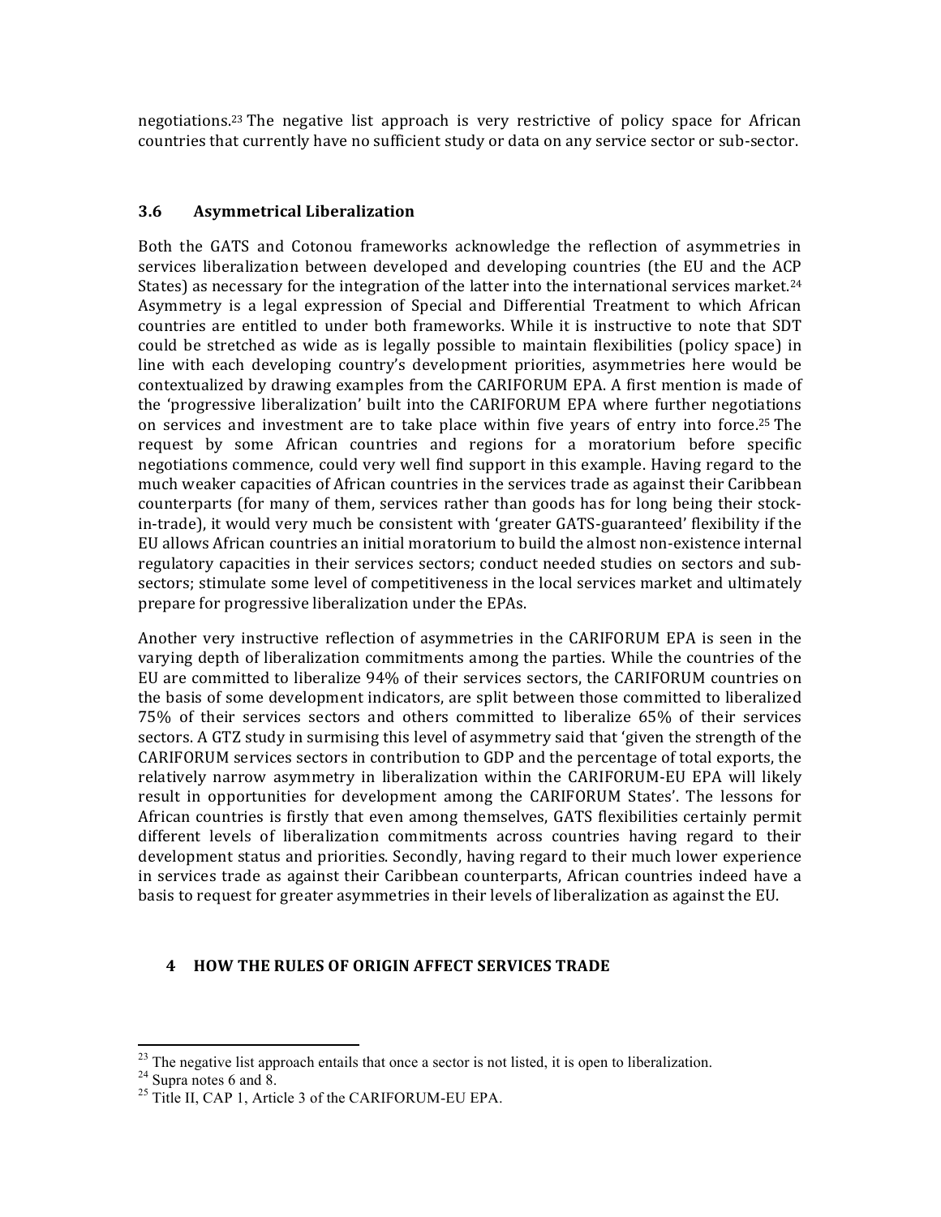negotiations.[23] The negative list approach is very restrictive of policy space for African countries that currently have no sufficient study or data on any service sector or sub-sector.

### 3.6 Asymmetrical Liberalization

Both the GATS and Cotonou frameworks acknowledge the reflection of asymmetries in services liberalization between developed and developing countries (the EU and the ACP States) as necessary for the integration of the latter into the international services market.[24] Asymmetry is a legal expression of Special and Differential Treatment to which African countries are entitled to under both frameworks. While it is instructive to note that SDT could be stretched as wide as is legally possible to maintain flexibilities (policy space) in line with each developing country's development priorities, asymmetries here would be contextualized by drawing examples from the CARIFORUM EPA. A first mention is made of the 'progressive liberalization' built into the CARIFORUM EPA where further negotiations on services and investment are to take place within five years of entry into force.[25] The request by some African countries and regions for a moratorium before specific negotiations commence, could very well find support in this example. Having regard to the much weaker capacities of African countries in the services trade as against their Caribbean counterparts (for many of them, services rather than goods has for long being their stock-in-trade), it would very much be consistent with 'greater GATS-guaranteed' flexibility if the EU allows African countries an initial moratorium to build the almost non-existence internal regulatory capacities in their services sectors; conduct needed studies on sectors and sub-sectors; stimulate some level of competitiveness in the local services market and ultimately prepare for progressive liberalization under the EPAs.

Another very instructive reflection of asymmetries in the CARIFORUM EPA is seen in the varying depth of liberalization commitments among the parties. While the countries of the EU are committed to liberalize 94% of their services sectors, the CARIFORUM countries on the basis of some development indicators, are split between those committed to liberalized 75% of their services sectors and others committed to liberalize 65% of their services sectors. A GTZ study in surmising this level of asymmetry said that 'given the strength of the CARIFORUM services sectors in contribution to GDP and the percentage of total exports, the relatively narrow asymmetry in liberalization within the CARIFORUM-EU EPA will likely result in opportunities for development among the CARIFORUM States'. The lessons for African countries is firstly that even among themselves, GATS flexibilities certainly permit different levels of liberalization commitments across countries having regard to their development status and priorities. Secondly, having regard to their much lower experience in services trade as against their Caribbean counterparts, African countries indeed have a basis to request for greater asymmetries in their levels of liberalization as against the EU.

## 4 HOW THE RULES OF ORIGIN AFFECT SERVICES TRADE

---

[23] The negative list approach entails that once a sector is not listed, it is open to liberalization.

[24] Supra notes 6 and 8.

[25] Title II, CAP 1, Article 3 of the CARIFORUM-EU EPA.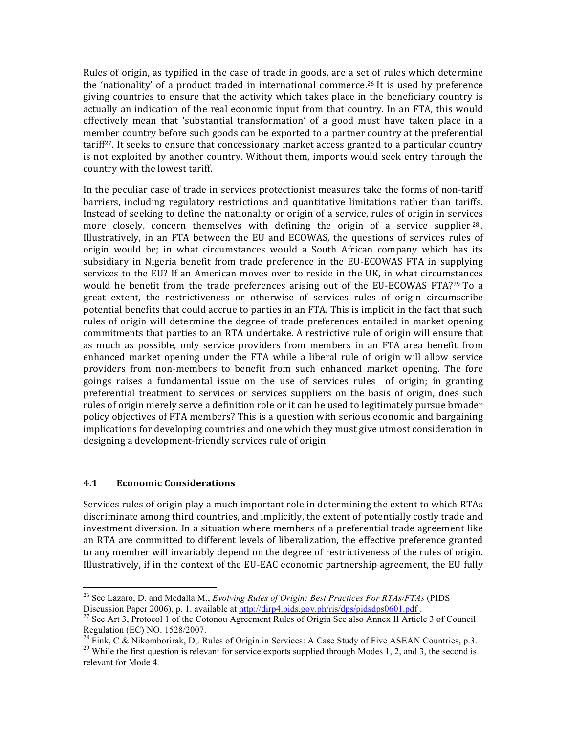Rules of origin, as typified in the case of trade in goods, are a set of rules which determine the 'nationality' of a product traded in international commerce.[26] It is used by preference giving countries to ensure that the activity which takes place in the beneficiary country is actually an indication of the real economic input from that country. In an FTA, this would effectively mean that 'substantial transformation' of a good must have taken place in a member country before such goods can be exported to a partner country at the preferential tariff[27]. It seeks to ensure that concessionary market access granted to a particular country is not exploited by another country. Without them, imports would seek entry through the country with the lowest tariff.

In the peculiar case of trade in services protectionist measures take the forms of non-tariff barriers, including regulatory restrictions and quantitative limitations rather than tariffs. Instead of seeking to define the nationality or origin of a service, rules of origin in services more closely, concern themselves with defining the origin of a service supplier[28]. Illustratively, in an FTA between the EU and ECOWAS, the questions of services rules of origin would be; in what circumstances would a South African company which has its subsidiary in Nigeria benefit from trade preference in the EU-ECOWAS FTA in supplying services to the EU? If an American moves over to reside in the UK, in what circumstances would he benefit from the trade preferences arising out of the EU-ECOWAS FTA?[29] To a great extent, the restrictiveness or otherwise of services rules of origin circumscribe potential benefits that could accrue to parties in an FTA. This is implicit in the fact that such rules of origin will determine the degree of trade preferences entailed in market opening commitments that parties to an RTA undertake. A restrictive rule of origin will ensure that as much as possible, only service providers from members in an FTA area benefit from enhanced market opening under the FTA while a liberal rule of origin will allow service providers from non-members to benefit from such enhanced market opening. The fore goings raises a fundamental issue on the use of services rules of origin; in granting preferential treatment to services or services suppliers on the basis of origin, does such rules of origin merely serve a definition role or it can be used to legitimately pursue broader policy objectives of FTA members? This is a question with serious economic and bargaining implications for developing countries and one which they must give utmost consideration in designing a development-friendly services rule of origin.

### 4.1 Economic Considerations

Services rules of origin play a much important role in determining the extent to which RTAs discriminate among third countries, and implicitly, the extent of potentially costly trade and investment diversion. In a situation where members of a preferential trade agreement like an RTA are committed to different levels of liberalization, the effective preference granted to any member will invariably depend on the degree of restrictiveness of the rules of origin. Illustratively, if in the context of the EU-EAC economic partnership agreement, the EU fully

---

[26] See Lazaro, D. and Medalla M., *Evolving Rules of Origin: Best Practices For RTAs/FTAs* (PIDS Discussion Paper 2006), p. 1. available at http://dirp4.pids.gov.ph/ris/dps/pidsdps0601.pdf .

[27] See Art 3, Protocol 1 of the Cotonou Agreement Rules of Origin See also Annex II Article 3 of Council Regulation (EC) NO. 1528/2007.

[28] Fink, C & Nikomborirak, D,. Rules of Origin in Services: A Case Study of Five ASEAN Countries, p.3.

[29] While the first question is relevant for service exports supplied through Modes 1, 2, and 3, the second is relevant for Mode 4.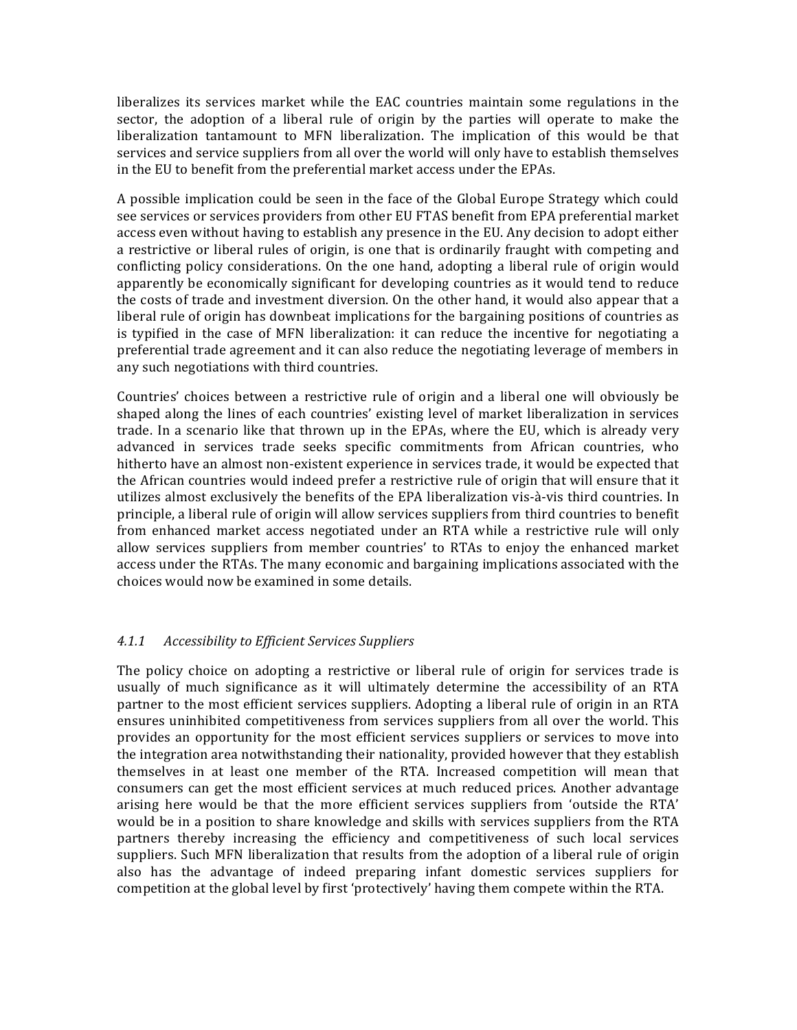liberalizes its services market while the EAC countries maintain some regulations in the sector, the adoption of a liberal rule of origin by the parties will operate to make the liberalization tantamount to MFN liberalization. The implication of this would be that services and service suppliers from all over the world will only have to establish themselves in the EU to benefit from the preferential market access under the EPAs.

A possible implication could be seen in the face of the Global Europe Strategy which could see services or services providers from other EU FTAS benefit from EPA preferential market access even without having to establish any presence in the EU. Any decision to adopt either a restrictive or liberal rules of origin, is one that is ordinarily fraught with competing and conflicting policy considerations. On the one hand, adopting a liberal rule of origin would apparently be economically significant for developing countries as it would tend to reduce the costs of trade and investment diversion. On the other hand, it would also appear that a liberal rule of origin has downbeat implications for the bargaining positions of countries as is typified in the case of MFN liberalization: it can reduce the incentive for negotiating a preferential trade agreement and it can also reduce the negotiating leverage of members in any such negotiations with third countries.

Countries' choices between a restrictive rule of origin and a liberal one will obviously be shaped along the lines of each countries' existing level of market liberalization in services trade. In a scenario like that thrown up in the EPAs, where the EU, which is already very advanced in services trade seeks specific commitments from African countries, who hitherto have an almost non-existent experience in services trade, it would be expected that the African countries would indeed prefer a restrictive rule of origin that will ensure that it utilizes almost exclusively the benefits of the EPA liberalization vis-à-vis third countries. In principle, a liberal rule of origin will allow services suppliers from third countries to benefit from enhanced market access negotiated under an RTA while a restrictive rule will only allow services suppliers from member countries' to RTAs to enjoy the enhanced market access under the RTAs. The many economic and bargaining implications associated with the choices would now be examined in some details.

#### *4.1.1 Accessibility to Efficient Services Suppliers*

The policy choice on adopting a restrictive or liberal rule of origin for services trade is usually of much significance as it will ultimately determine the accessibility of an RTA partner to the most efficient services suppliers. Adopting a liberal rule of origin in an RTA ensures uninhibited competitiveness from services suppliers from all over the world. This provides an opportunity for the most efficient services suppliers or services to move into the integration area notwithstanding their nationality, provided however that they establish themselves in at least one member of the RTA. Increased competition will mean that consumers can get the most efficient services at much reduced prices. Another advantage arising here would be that the more efficient services suppliers from 'outside the RTA' would be in a position to share knowledge and skills with services suppliers from the RTA partners thereby increasing the efficiency and competitiveness of such local services suppliers. Such MFN liberalization that results from the adoption of a liberal rule of origin also has the advantage of indeed preparing infant domestic services suppliers for competition at the global level by first 'protectively' having them compete within the RTA.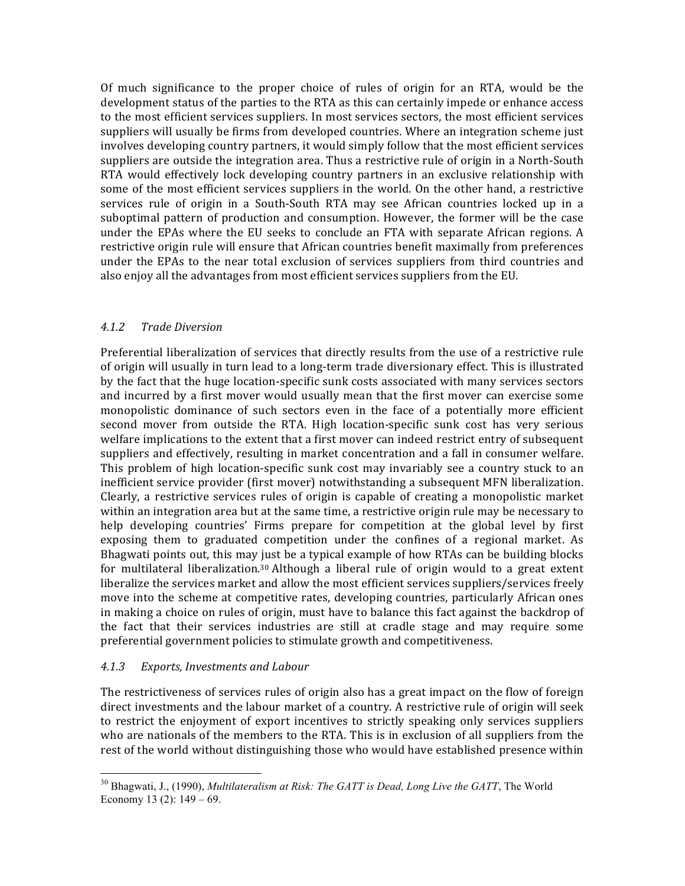Of much significance to the proper choice of rules of origin for an RTA, would be the development status of the parties to the RTA as this can certainly impede or enhance access to the most efficient services suppliers. In most services sectors, the most efficient services suppliers will usually be firms from developed countries. Where an integration scheme just involves developing country partners, it would simply follow that the most efficient services suppliers are outside the integration area. Thus a restrictive rule of origin in a North-South RTA would effectively lock developing country partners in an exclusive relationship with some of the most efficient services suppliers in the world. On the other hand, a restrictive services rule of origin in a South-South RTA may see African countries locked up in a suboptimal pattern of production and consumption. However, the former will be the case under the EPAs where the EU seeks to conclude an FTA with separate African regions. A restrictive origin rule will ensure that African countries benefit maximally from preferences under the EPAs to the near total exclusion of services suppliers from third countries and also enjoy all the advantages from most efficient services suppliers from the EU.

#### *4.1.2 Trade Diversion*

Preferential liberalization of services that directly results from the use of a restrictive rule of origin will usually in turn lead to a long-term trade diversionary effect. This is illustrated by the fact that the huge location-specific sunk costs associated with many services sectors and incurred by a first mover would usually mean that the first mover can exercise some monopolistic dominance of such sectors even in the face of a potentially more efficient second mover from outside the RTA. High location-specific sunk cost has very serious welfare implications to the extent that a first mover can indeed restrict entry of subsequent suppliers and effectively, resulting in market concentration and a fall in consumer welfare. This problem of high location-specific sunk cost may invariably see a country stuck to an inefficient service provider (first mover) notwithstanding a subsequent MFN liberalization. Clearly, a restrictive services rules of origin is capable of creating a monopolistic market within an integration area but at the same time, a restrictive origin rule may be necessary to help developing countries' Firms prepare for competition at the global level by first exposing them to graduated competition under the confines of a regional market. As Bhagwati points out, this may just be a typical example of how RTAs can be building blocks for multilateral liberalization.[30] Although a liberal rule of origin would to a great extent liberalize the services market and allow the most efficient services suppliers/services freely move into the scheme at competitive rates, developing countries, particularly African ones in making a choice on rules of origin, must have to balance this fact against the backdrop of the fact that their services industries are still at cradle stage and may require some preferential government policies to stimulate growth and competitiveness.

#### *4.1.3 Exports, Investments and Labour*

The restrictiveness of services rules of origin also has a great impact on the flow of foreign direct investments and the labour market of a country. A restrictive rule of origin will seek to restrict the enjoyment of export incentives to strictly speaking only services suppliers who are nationals of the members to the RTA. This is in exclusion of all suppliers from the rest of the world without distinguishing those who would have established presence within

---

[30] Bhagwati, J., (1990), *Multilateralism at Risk: The GATT is Dead, Long Live the GATT*, The World Economy 13 (2): 149 – 69.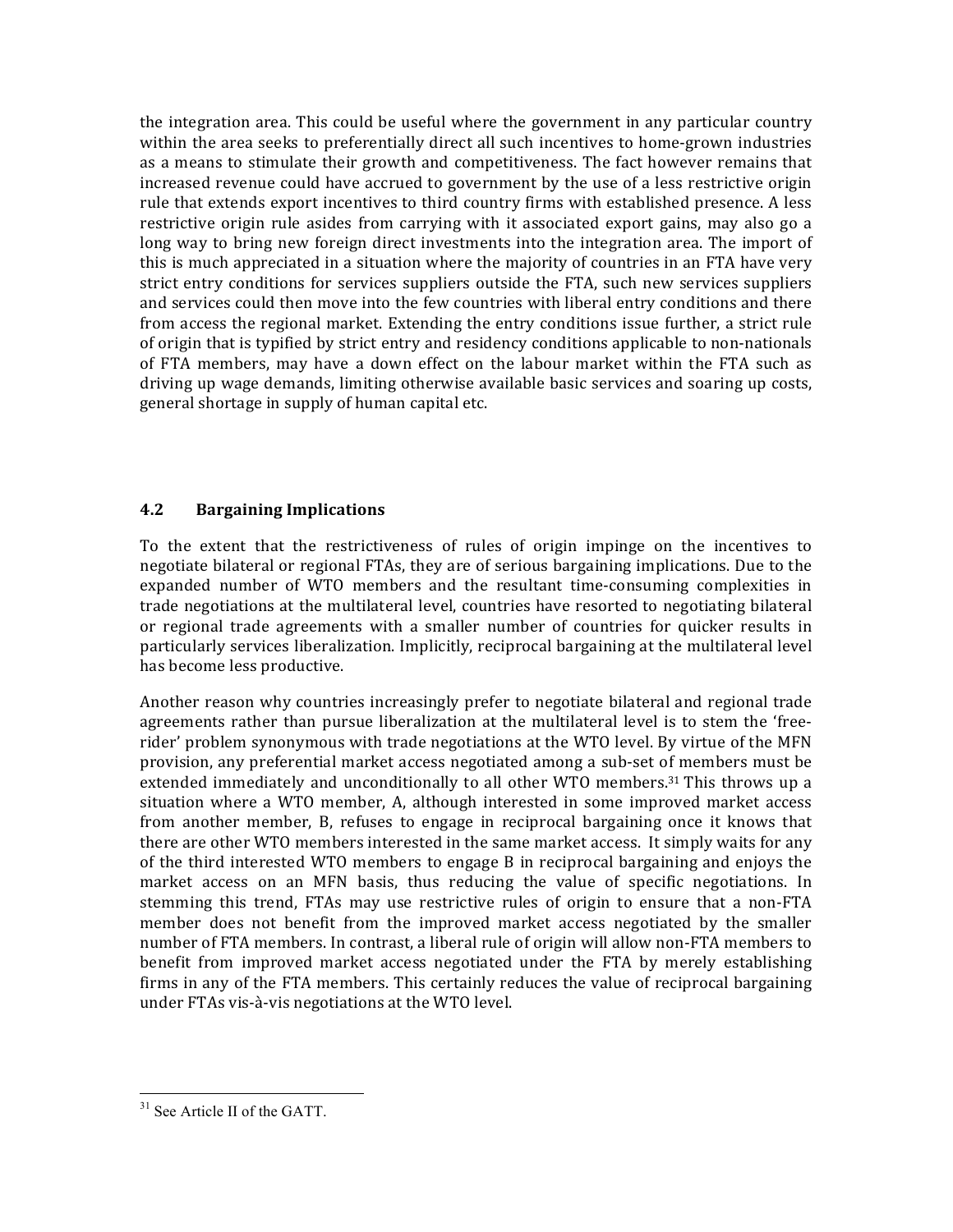the integration area. This could be useful where the government in any particular country within the area seeks to preferentially direct all such incentives to home-grown industries as a means to stimulate their growth and competitiveness. The fact however remains that increased revenue could have accrued to government by the use of a less restrictive origin rule that extends export incentives to third country firms with established presence. A less restrictive origin rule asides from carrying with it associated export gains, may also go a long way to bring new foreign direct investments into the integration area. The import of this is much appreciated in a situation where the majority of countries in an FTA have very strict entry conditions for services suppliers outside the FTA, such new services suppliers and services could then move into the few countries with liberal entry conditions and there from access the regional market. Extending the entry conditions issue further, a strict rule of origin that is typified by strict entry and residency conditions applicable to non-nationals of FTA members, may have a down effect on the labour market within the FTA such as driving up wage demands, limiting otherwise available basic services and soaring up costs, general shortage in supply of human capital etc.

## 4.2 Bargaining Implications

To the extent that the restrictiveness of rules of origin impinge on the incentives to negotiate bilateral or regional FTAs, they are of serious bargaining implications. Due to the expanded number of WTO members and the resultant time-consuming complexities in trade negotiations at the multilateral level, countries have resorted to negotiating bilateral or regional trade agreements with a smaller number of countries for quicker results in particularly services liberalization. Implicitly, reciprocal bargaining at the multilateral level has become less productive.

Another reason why countries increasingly prefer to negotiate bilateral and regional trade agreements rather than pursue liberalization at the multilateral level is to stem the 'free-rider' problem synonymous with trade negotiations at the WTO level. By virtue of the MFN provision, any preferential market access negotiated among a sub-set of members must be extended immediately and unconditionally to all other WTO members.[31] This throws up a situation where a WTO member, A, although interested in some improved market access from another member, B, refuses to engage in reciprocal bargaining once it knows that there are other WTO members interested in the same market access. It simply waits for any of the third interested WTO members to engage B in reciprocal bargaining and enjoys the market access on an MFN basis, thus reducing the value of specific negotiations. In stemming this trend, FTAs may use restrictive rules of origin to ensure that a non-FTA member does not benefit from the improved market access negotiated by the smaller number of FTA members. In contrast, a liberal rule of origin will allow non-FTA members to benefit from improved market access negotiated under the FTA by merely establishing firms in any of the FTA members. This certainly reduces the value of reciprocal bargaining under FTAs vis-à-vis negotiations at the WTO level.

---

[31] See Article II of the GATT.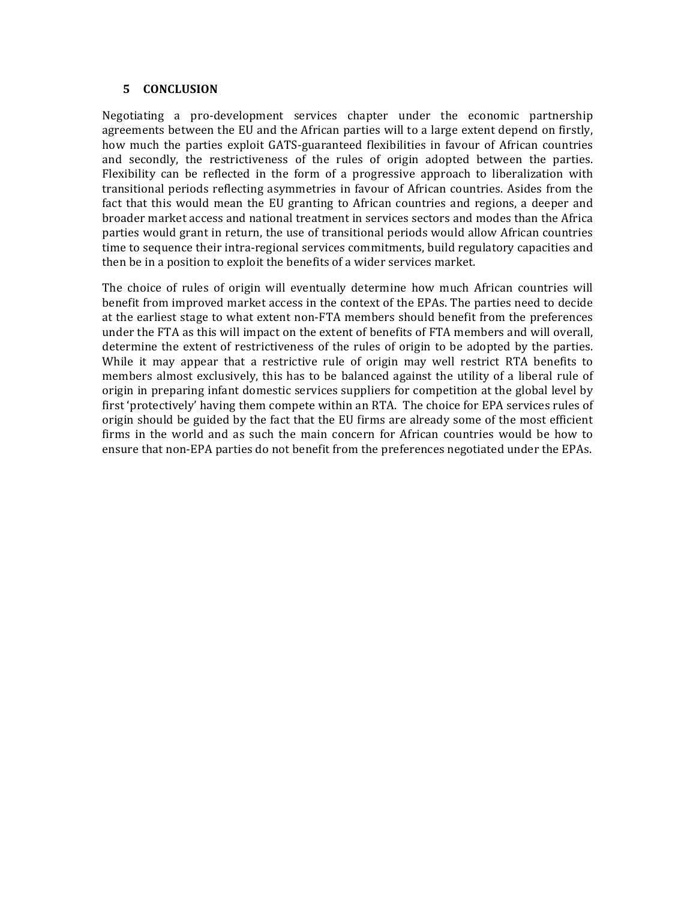## 5 CONCLUSION

Negotiating a pro-development services chapter under the economic partnership agreements between the EU and the African parties will to a large extent depend on firstly, how much the parties exploit GATS-guaranteed flexibilities in favour of African countries and secondly, the restrictiveness of the rules of origin adopted between the parties. Flexibility can be reflected in the form of a progressive approach to liberalization with transitional periods reflecting asymmetries in favour of African countries. Asides from the fact that this would mean the EU granting to African countries and regions, a deeper and broader market access and national treatment in services sectors and modes than the Africa parties would grant in return, the use of transitional periods would allow African countries time to sequence their intra-regional services commitments, build regulatory capacities and then be in a position to exploit the benefits of a wider services market.

The choice of rules of origin will eventually determine how much African countries will benefit from improved market access in the context of the EPAs. The parties need to decide at the earliest stage to what extent non-FTA members should benefit from the preferences under the FTA as this will impact on the extent of benefits of FTA members and will overall, determine the extent of restrictiveness of the rules of origin to be adopted by the parties. While it may appear that a restrictive rule of origin may well restrict RTA benefits to members almost exclusively, this has to be balanced against the utility of a liberal rule of origin in preparing infant domestic services suppliers for competition at the global level by first 'protectively' having them compete within an RTA. The choice for EPA services rules of origin should be guided by the fact that the EU firms are already some of the most efficient firms in the world and as such the main concern for African countries would be how to ensure that non-EPA parties do not benefit from the preferences negotiated under the EPAs.